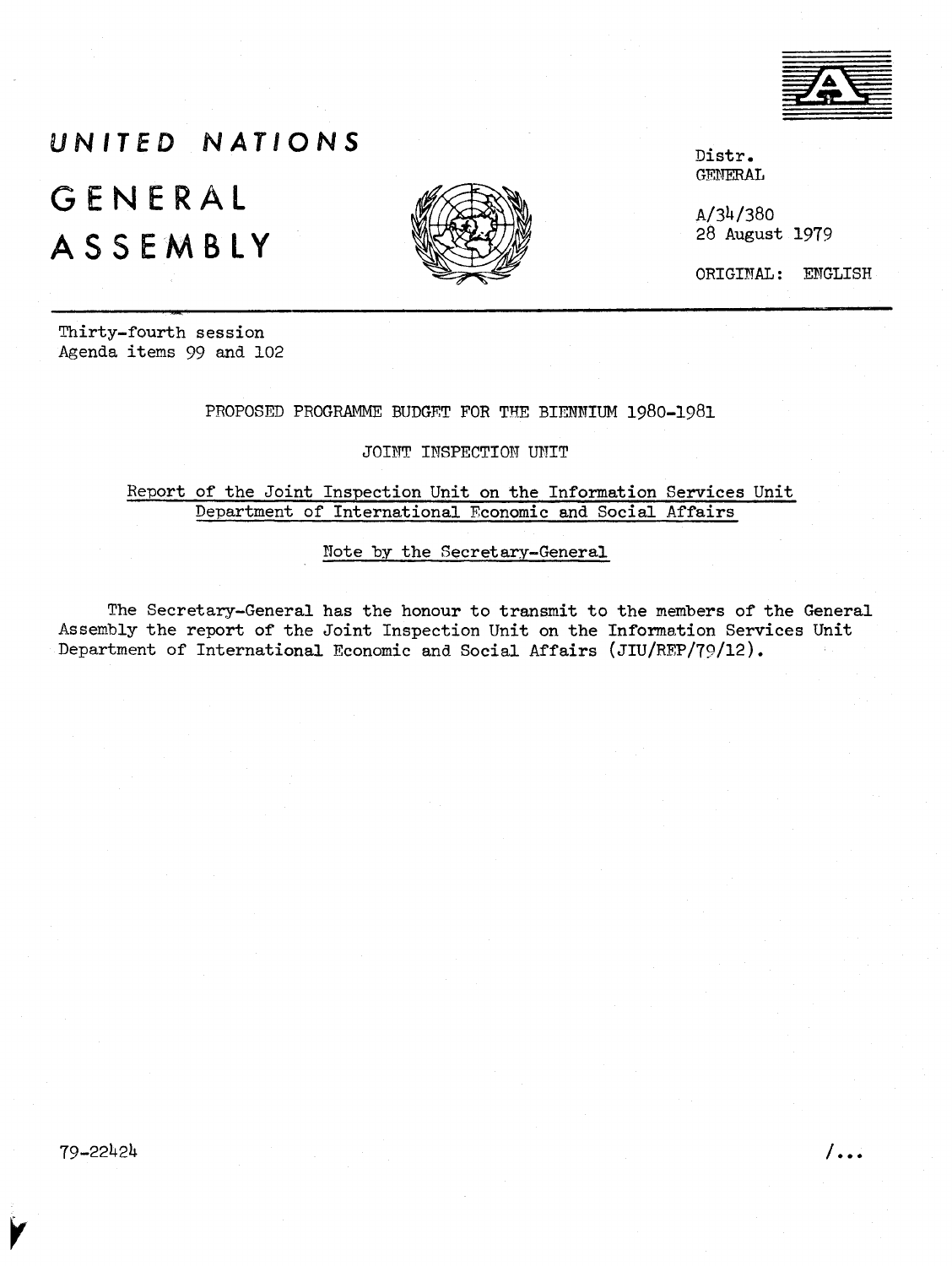# UNITED NATIONS

# GENERAL ASSEMBLY

Distr.
GENERAL

A/34/380
28 August 1979

ORIGINAL: ENGLISH

Thirty-fourth session
Agenda items 99 and 102

PROPOSED PROGRAMME BUDGET FOR THE BIENNIUM 1980-1981

JOINT INSPECTION UNIT

Report of the Joint Inspection Unit on the Information Services Unit Department of International Economic and Social Affairs

Note by the Secretary-General

The Secretary-General has the honour to transmit to the members of the General Assembly the report of the Joint Inspection Unit on the Information Services Unit Department of International Economic and Social Affairs (JIU/REP/79/12).

79-22424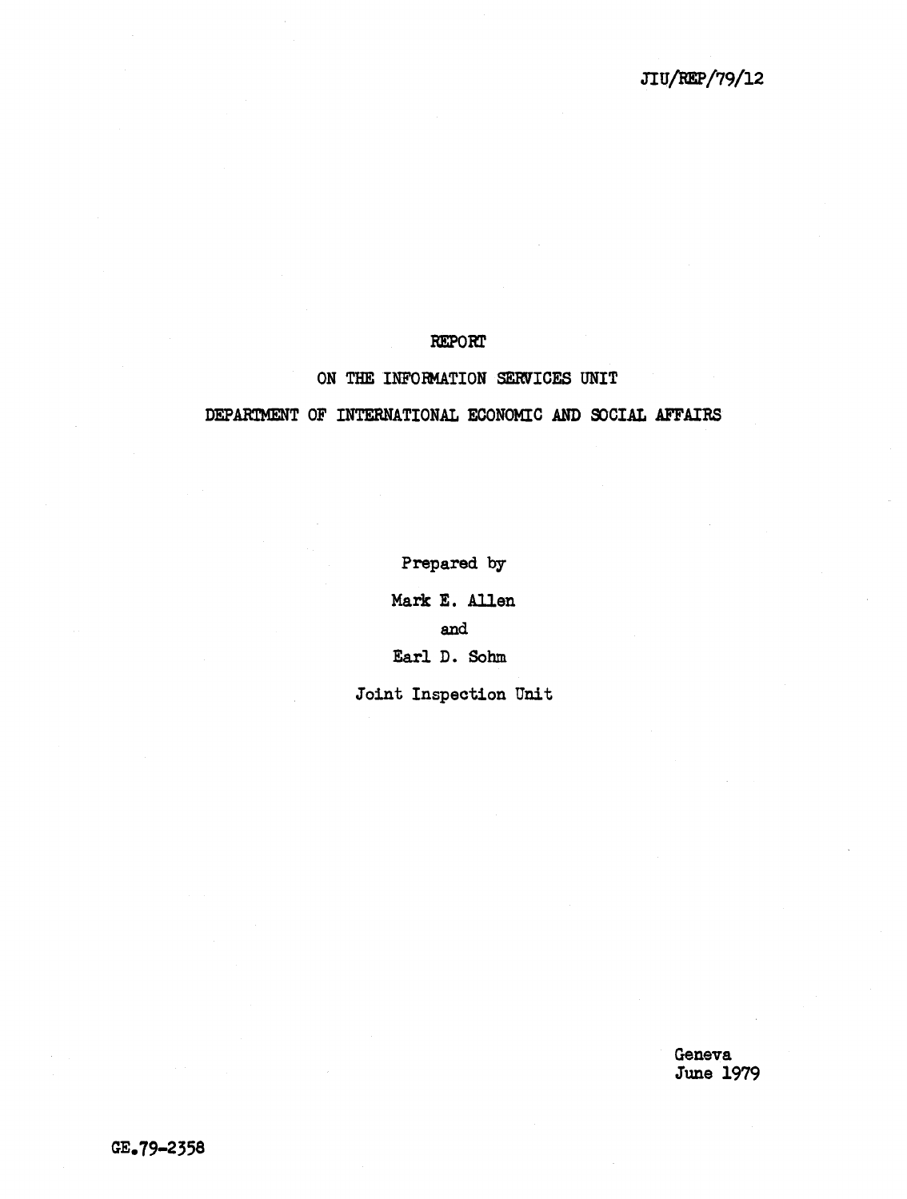JIU/REP/79/12

# REPORT

## ON THE INFORMATION SERVICES UNIT

## DEPARTMENT OF INTERNATIONAL ECONOMIC AND SOCIAL AFFAIRS

Prepared by

Mark E. Allen

and

Earl D. Sohm

Joint Inspection Unit

Geneva
June 1979

GE.79-2358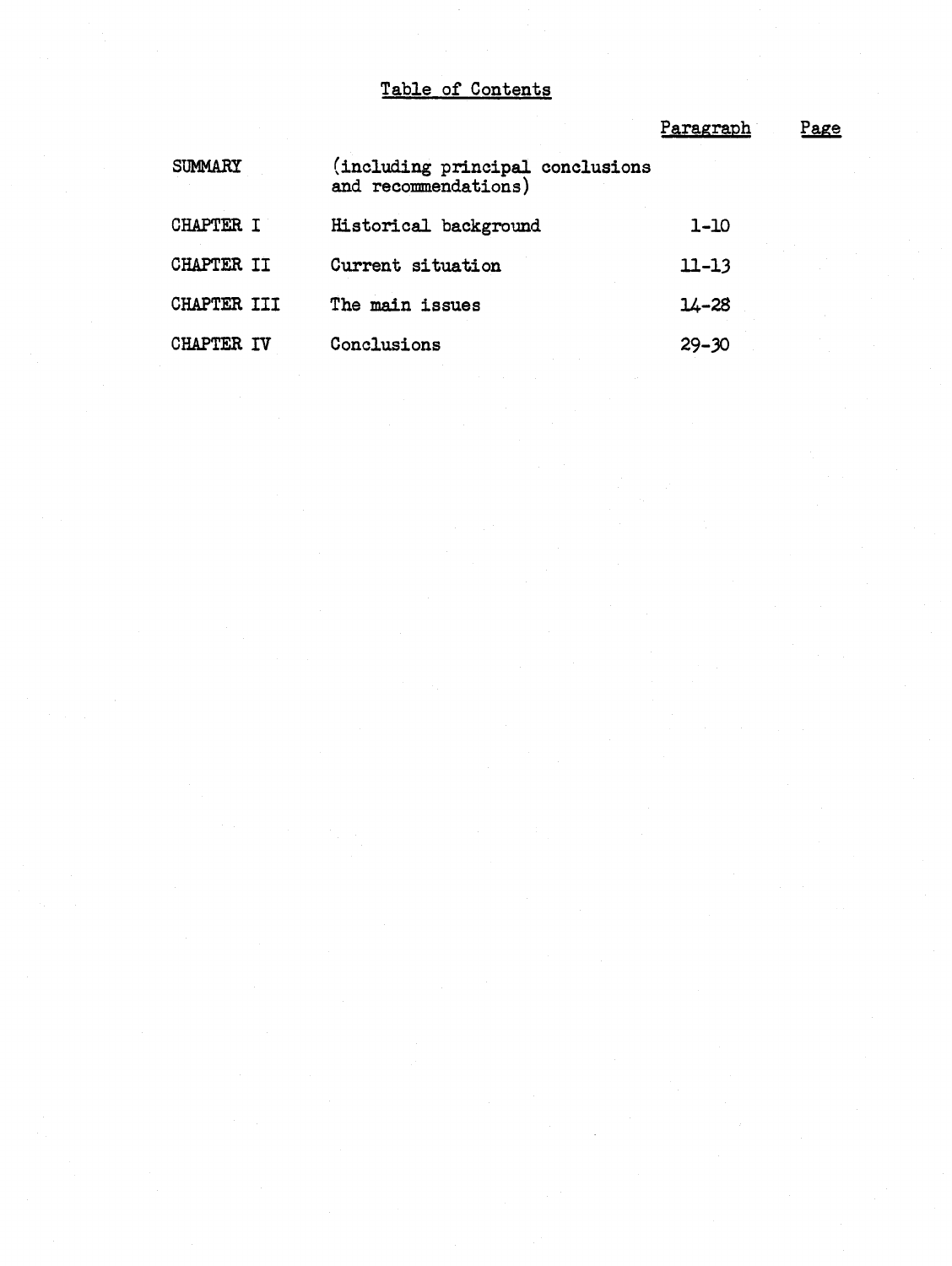# Table of Contents

| | | Paragraph | Page |
|---|---|---|---|
| SUMMARY | (including principal conclusions and recommendations) | | |
| CHAPTER I | Historical background | 1-10 | |
| CHAPTER II | Current situation | 11-13 | |
| CHAPTER III | The main issues | 14-28 | |
| CHAPTER IV | Conclusions | 29-30 | |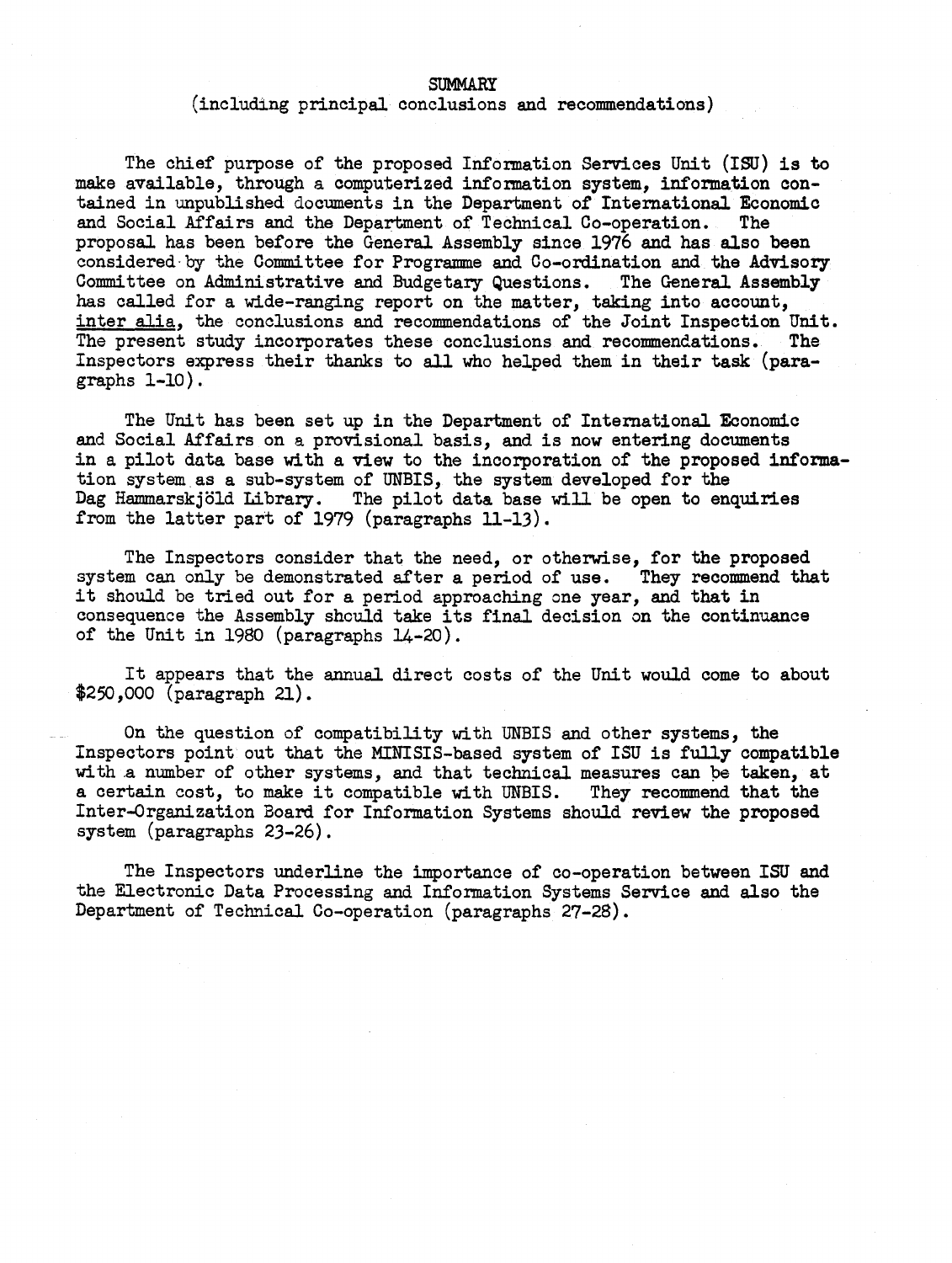# SUMMARY

(including principal conclusions and recommendations)

The chief purpose of the proposed Information Services Unit (ISU) is to make available, through a computerized information system, information contained in unpublished documents in the Department of International Economic and Social Affairs and the Department of Technical Co-operation. The proposal has been before the General Assembly since 1976 and has also been considered by the Committee for Programme and Co-ordination and the Advisory Committee on Administrative and Budgetary Questions. The General Assembly has called for a wide-ranging report on the matter, taking into account, inter alia, the conclusions and recommendations of the Joint Inspection Unit. The present study incorporates these conclusions and recommendations. The Inspectors express their thanks to all who helped them in their task (paragraphs 1-10).

The Unit has been set up in the Department of International Economic and Social Affairs on a provisional basis, and is now entering documents in a pilot data base with a view to the incorporation of the proposed information system as a sub-system of UNBIS, the system developed for the Dag Hammarskjöld Library. The pilot data base will be open to enquiries from the latter part of 1979 (paragraphs 11-13).

The Inspectors consider that the need, or otherwise, for the proposed system can only be demonstrated after a period of use. They recommend that it should be tried out for a period approaching one year, and that in consequence the Assembly should take its final decision on the continuance of the Unit in 1980 (paragraphs 14-20).

It appears that the annual direct costs of the Unit would come to about $250,000 (paragraph 21).

On the question of compatibility with UNBIS and other systems, the Inspectors point out that the MINISIS-based system of ISU is fully compatible with a number of other systems, and that technical measures can be taken, at a certain cost, to make it compatible with UNBIS. They recommend that the Inter-Organization Board for Information Systems should review the proposed system (paragraphs 23-26).

The Inspectors underline the importance of co-operation between ISU and the Electronic Data Processing and Information Systems Service and also the Department of Technical Co-operation (paragraphs 27-28).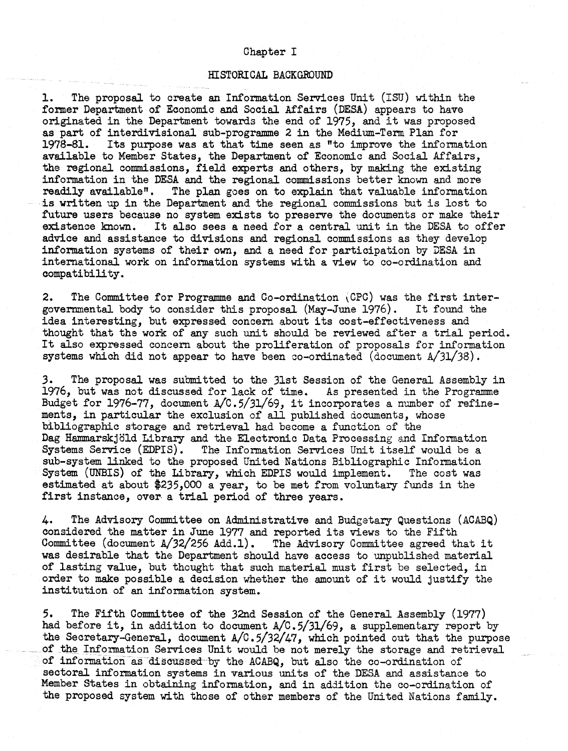# Chapter I

## HISTORICAL BACKGROUND

1. The proposal to create an Information Services Unit (ISU) within the former Department of Economic and Social Affairs (DESA) appears to have originated in the Department towards the end of 1975, and it was proposed as part of interdivisional sub-programme 2 in the Medium-Term Plan for 1978-81. Its purpose was at that time seen as "to improve the information available to Member States, the Department of Economic and Social Affairs, the regional commissions, field experts and others, by making the existing information in the DESA and the regional commissions better known and more readily available". The plan goes on to explain that valuable information is written up in the Department and the regional commissions but is lost to future users because no system exists to preserve the documents or make their existence known. It also sees a need for a central unit in the DESA to offer advice and assistance to divisions and regional commissions as they develop information systems of their own, and a need for participation by DESA in international work on information systems with a view to co-ordination and compatibility.

2. The Committee for Programme and Co-ordination (CPC) was the first intergovernmental body to consider this proposal (May-June 1976). It found the idea interesting, but expressed concern about its cost-effectiveness and thought that the work of any such unit should be reviewed after a trial period. It also expressed concern about the proliferation of proposals for information systems which did not appear to have been co-ordinated (document A/31/38).

3. The proposal was submitted to the 31st Session of the General Assembly in 1976, but was not discussed for lack of time. As presented in the Programme Budget for 1976-77, document A/C.5/31/69, it incorporates a number of refinements, in particular the exclusion of all published documents, whose bibliographic storage and retrieval had become a function of the Dag Hammarskjöld Library and the Electronic Data Processing and Information Systems Service (EDPIS). The Information Services Unit itself would be a sub-system linked to the proposed United Nations Bibliographic Information System (UNBIS) of the Library, which EDPIS would implement. The cost was estimated at about $235,000 a year, to be met from voluntary funds in the first instance, over a trial period of three years.

4. The Advisory Committee on Administrative and Budgetary Questions (ACABQ) considered the matter in June 1977 and reported its views to the Fifth Committee (document A/32/256 Add.1). The Advisory Committee agreed that it was desirable that the Department should have access to unpublished material of lasting value, but thought that such material must first be selected, in order to make possible a decision whether the amount of it would justify the institution of an information system.

5. The Fifth Committee of the 32nd Session of the General Assembly (1977) had before it, in addition to document A/C.5/31/69, a supplementary report by the Secretary-General, document A/C.5/32/47, which pointed out that the purpose of the Information Services Unit would be not merely the storage and retrieval of information as discussed by the ACABQ, but also the co-ordination of sectoral information systems in various units of the DESA and assistance to Member States in obtaining information, and in addition the co-ordination of the proposed system with those of other members of the United Nations family.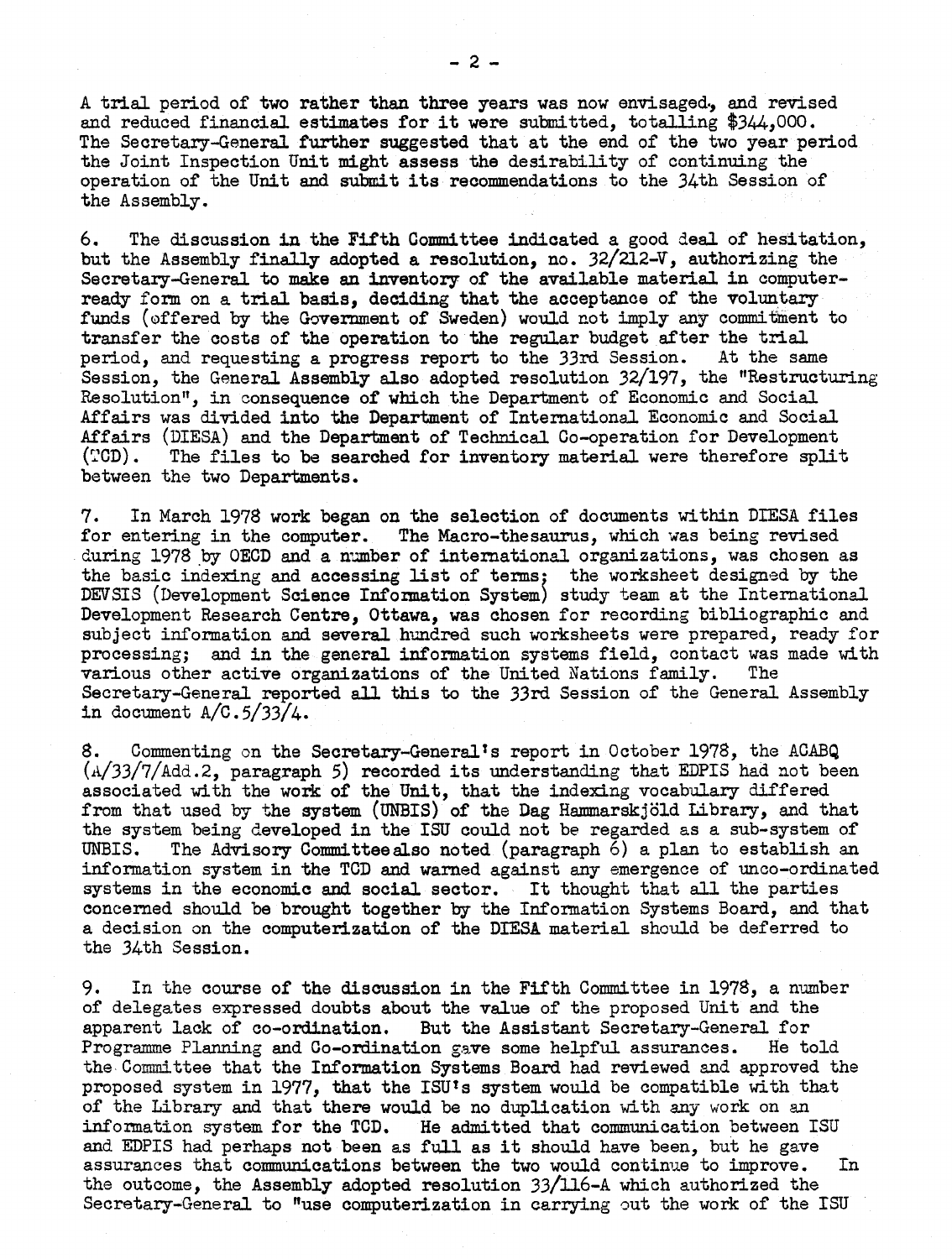A trial period of two rather than three years was now envisaged, and revised and reduced financial estimates for it were submitted, totalling $344,000. The Secretary-General further suggested that at the end of the two year period the Joint Inspection Unit might assess the desirability of continuing the operation of the Unit and submit its recommendations to the 34th Session of the Assembly.

6. The discussion in the Fifth Committee indicated a good deal of hesitation, but the Assembly finally adopted a resolution, no. 32/212-V, authorizing the Secretary-General to make an inventory of the available material in computer-ready form on a trial basis, deciding that the acceptance of the voluntary funds (offered by the Government of Sweden) would not imply any commitment to transfer the costs of the operation to the regular budget after the trial period, and requesting a progress report to the 33rd Session. At the same Session, the General Assembly also adopted resolution 32/197, the "Restructuring Resolution", in consequence of which the Department of Economic and Social Affairs was divided into the Department of International Economic and Social Affairs (DIESA) and the Department of Technical Co-operation for Development (TCD). The files to be searched for inventory material were therefore split between the two Departments.

7. In March 1978 work began on the selection of documents within DIESA files for entering in the computer. The Macro-thesaurus, which was being revised during 1978 by OECD and a number of international organizations, was chosen as the basic indexing and accessing list of terms; the worksheet designed by the DEVSIS (Development Science Information System) study team at the International Development Research Centre, Ottawa, was chosen for recording bibliographic and subject information and several hundred such worksheets were prepared, ready for processing; and in the general information systems field, contact was made with various other active organizations of the United Nations family. The Secretary-General reported all this to the 33rd Session of the General Assembly in document A/C.5/33/4.

8. Commenting on the Secretary-General's report in October 1978, the ACABQ (A/33/7/Add.2, paragraph 5) recorded its understanding that EDPIS had not been associated with the work of the Unit, that the indexing vocabulary differed from that used by the system (UNBIS) of the Dag Hammarskjöld Library, and that the system being developed in the ISU could not be regarded as a sub-system of UNBIS. The Advisory Committee also noted (paragraph 6) a plan to establish an information system in the TCD and warned against any emergence of unco-ordinated systems in the economic and social sector. It thought that all the parties concerned should be brought together by the Information Systems Board, and that a decision on the computerization of the DIESA material should be deferred to the 34th Session.

9. In the course of the discussion in the Fifth Committee in 1978, a number of delegates expressed doubts about the value of the proposed Unit and the apparent lack of co-ordination. But the Assistant Secretary-General for Programme Planning and Co-ordination gave some helpful assurances. He told the Committee that the Information Systems Board had reviewed and approved the proposed system in 1977, that the ISU's system would be compatible with that of the Library and that there would be no duplication with any work on an information system for the TCD. He admitted that communication between ISU and EDPIS had perhaps not been as full as it should have been, but he gave assurances that communications between the two would continue to improve. In the outcome, the Assembly adopted resolution 33/116-A which authorized the Secretary-General to "use computerization in carrying out the work of the ISU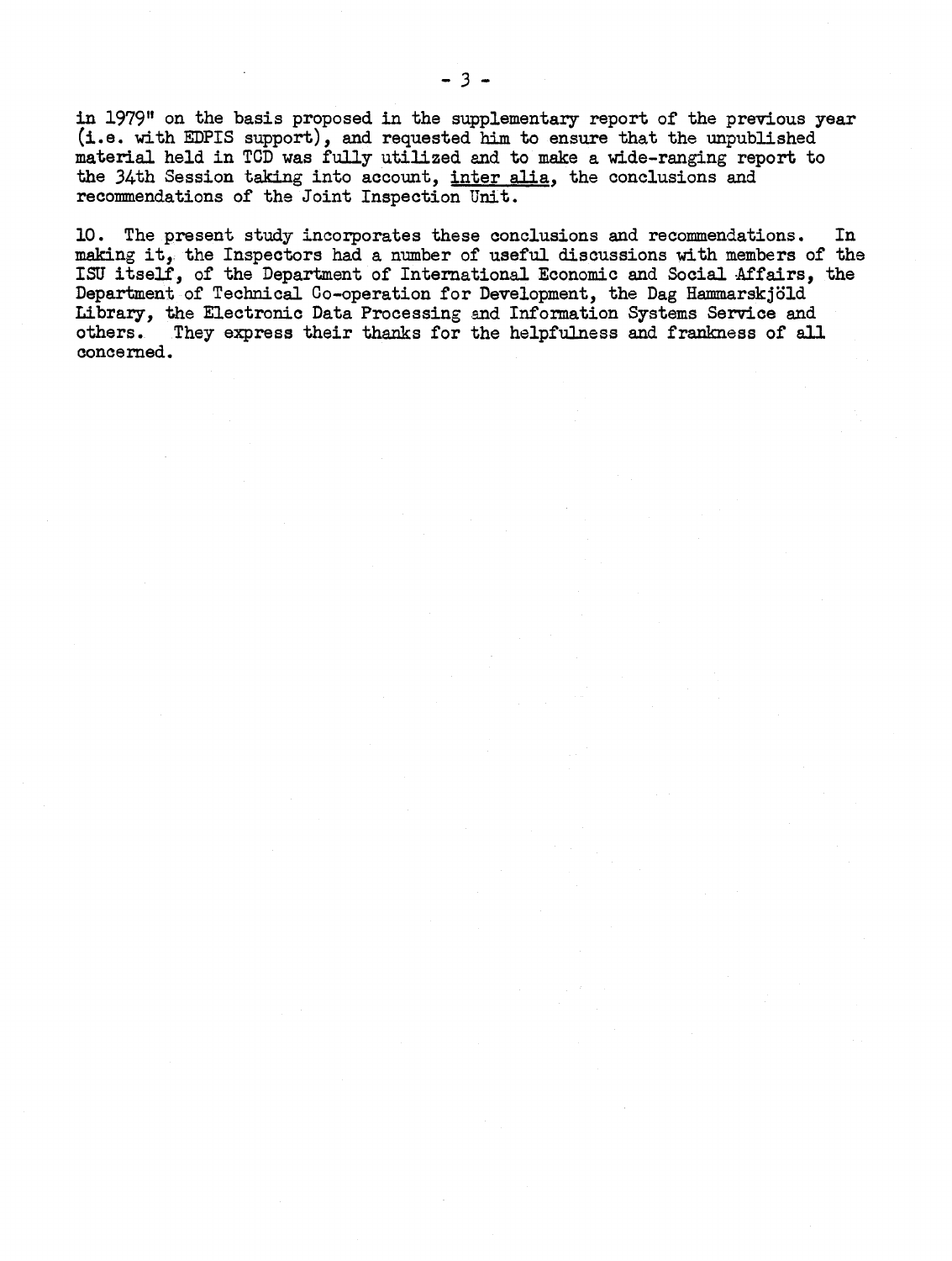in 1979" on the basis proposed in the supplementary report of the previous year (i.e. with EDPIS support), and requested him to ensure that the unpublished material held in TCD was fully utilized and to make a wide-ranging report to the 34th Session taking into account, *inter alia*, the conclusions and recommendations of the Joint Inspection Unit.

10. The present study incorporates these conclusions and recommendations. In making it, the Inspectors had a number of useful discussions with members of the ISU itself, of the Department of International Economic and Social Affairs, the Department of Technical Co-operation for Development, the Dag Hammarskjöld Library, the Electronic Data Processing and Information Systems Service and others. They express their thanks for the helpfulness and frankness of all concerned.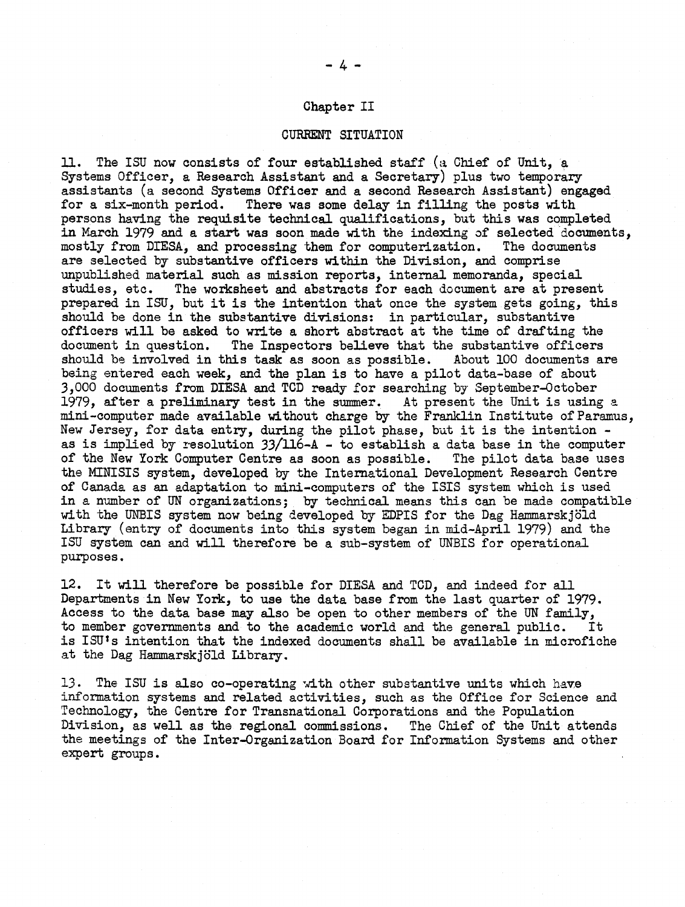## Chapter II

## CURRENT SITUATION

11. The ISU now consists of four established staff (a Chief of Unit, a Systems Officer, a Research Assistant and a Secretary) plus two temporary assistants (a second Systems Officer and a second Research Assistant) engaged for a six-month period. There was some delay in filling the posts with persons having the requisite technical qualifications, but this was completed in March 1979 and a start was soon made with the indexing of selected documents, mostly from DIESA, and processing them for computerization. The documents are selected by substantive officers within the Division, and comprise unpublished material such as mission reports, internal memoranda, special studies, etc. The worksheet and abstracts for each document are at present prepared in ISU, but it is the intention that once the system gets going, this should be done in the substantive divisions: in particular, substantive officers will be asked to write a short abstract at the time of drafting the document in question. The Inspectors believe that the substantive officers should be involved in this task as soon as possible. About 100 documents are being entered each week, and the plan is to have a pilot data-base of about 3,000 documents from DIESA and TCD ready for searching by September-October 1979, after a preliminary test in the summer. At present the Unit is using a mini-computer made available without charge by the Franklin Institute of Paramus, New Jersey, for data entry, during the pilot phase, but it is the intention - as is implied by resolution 33/116-A - to establish a data base in the computer of the New York Computer Centre as soon as possible. The pilot data base uses the MINISIS system, developed by the International Development Research Centre of Canada as an adaptation to mini-computers of the ISIS system which is used in a number of UN organizations; by technical means this can be made compatible with the UNBIS system now being developed by EDPIS for the Dag Hammarskjöld Library (entry of documents into this system began in mid-April 1979) and the ISU system can and will therefore be a sub-system of UNBIS for operational purposes.

12. It will therefore be possible for DIESA and TCD, and indeed for all Departments in New York, to use the data base from the last quarter of 1979. Access to the data base may also be open to other members of the UN family, to member governments and to the academic world and the general public. It is ISU's intention that the indexed documents shall be available in microfiche at the Dag Hammarskjöld Library.

13. The ISU is also co-operating with other substantive units which have information systems and related activities, such as the Office for Science and Technology, the Centre for Transnational Corporations and the Population Division, as well as the regional commissions. The Chief of the Unit attends the meetings of the Inter-Organization Board for Information Systems and other expert groups.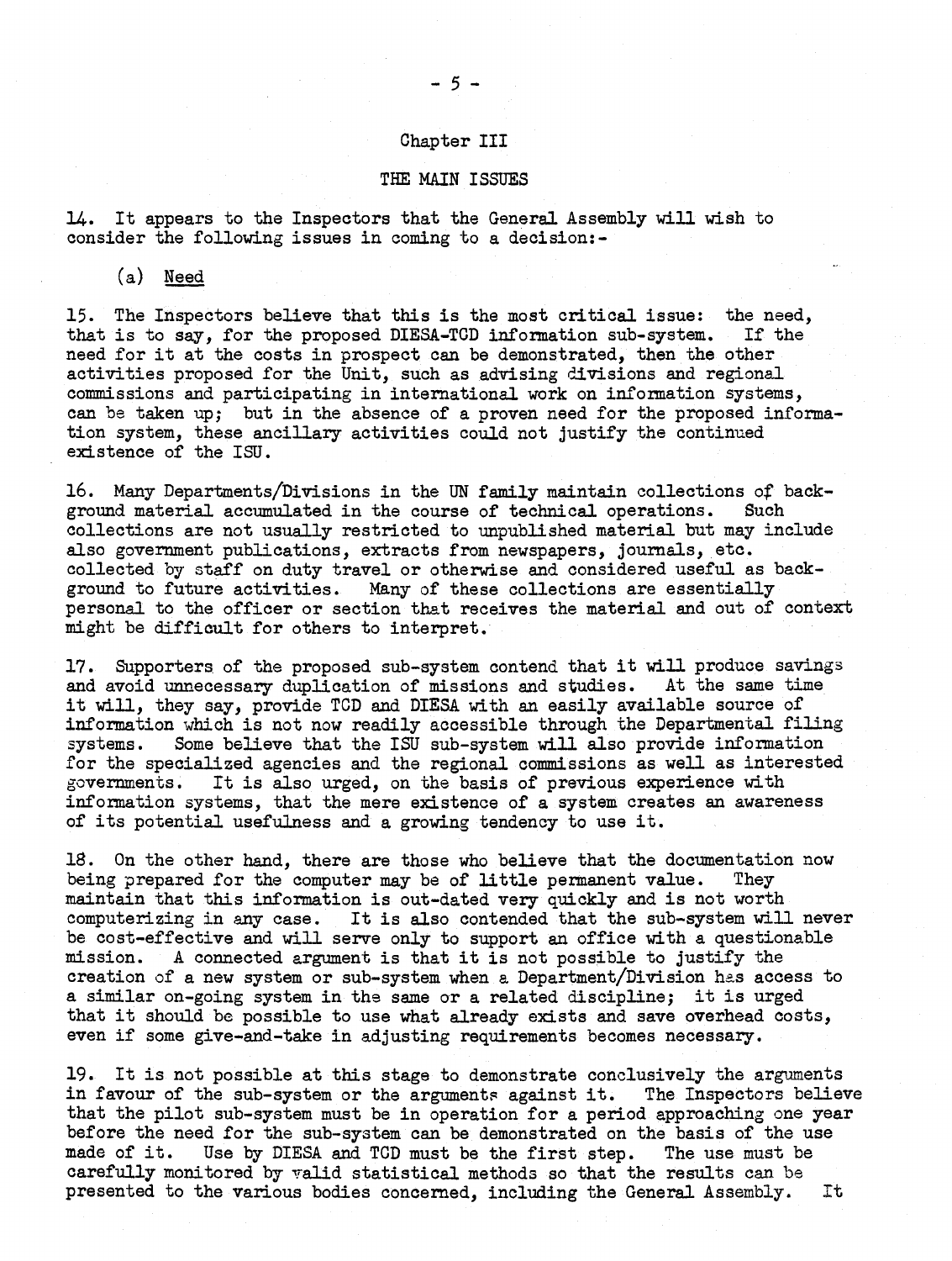## Chapter III

## THE MAIN ISSUES

14. It appears to the Inspectors that the General Assembly will wish to consider the following issues in coming to a decision:-

(a) Need

15. The Inspectors believe that this is the most critical issue: the need, that is to say, for the proposed DIESA-TCD information sub-system. If the need for it at the costs in prospect can be demonstrated, then the other activities proposed for the Unit, such as advising divisions and regional commissions and participating in international work on information systems, can be taken up; but in the absence of a proven need for the proposed information system, these ancillary activities could not justify the continued existence of the ISU.

16. Many Departments/Divisions in the UN family maintain collections of background material accumulated in the course of technical operations. Such collections are not usually restricted to unpublished material but may include also government publications, extracts from newspapers, journals, etc. collected by staff on duty travel or otherwise and considered useful as background to future activities. Many of these collections are essentially personal to the officer or section that receives the material and out of context might be difficult for others to interpret.

17. Supporters of the proposed sub-system contend that it will produce savings and avoid unnecessary duplication of missions and studies. At the same time it will, they say, provide TCD and DIESA with an easily available source of information which is not now readily accessible through the Departmental filing systems. Some believe that the ISU sub-system will also provide information for the specialized agencies and the regional commissions as well as interested governments. It is also urged, on the basis of previous experience with information systems, that the mere existence of a system creates an awareness of its potential usefulness and a growing tendency to use it.

18. On the other hand, there are those who believe that the documentation now being prepared for the computer may be of little permanent value. They maintain that this information is out-dated very quickly and is not worth computerizing in any case. It is also contended that the sub-system will never be cost-effective and will serve only to support an office with a questionable mission. A connected argument is that it is not possible to justify the creation of a new system or sub-system when a Department/Division has access to a similar on-going system in the same or a related discipline; it is urged that it should be possible to use what already exists and save overhead costs, even if some give-and-take in adjusting requirements becomes necessary.

19. It is not possible at this stage to demonstrate conclusively the arguments in favour of the sub-system or the arguments against it. The Inspectors believe that the pilot sub-system must be in operation for a period approaching one year before the need for the sub-system can be demonstrated on the basis of the use made of it. Use by DIESA and TCD must be the first step. The use must be carefully monitored by valid statistical methods so that the results can be presented to the various bodies concerned, including the General Assembly. It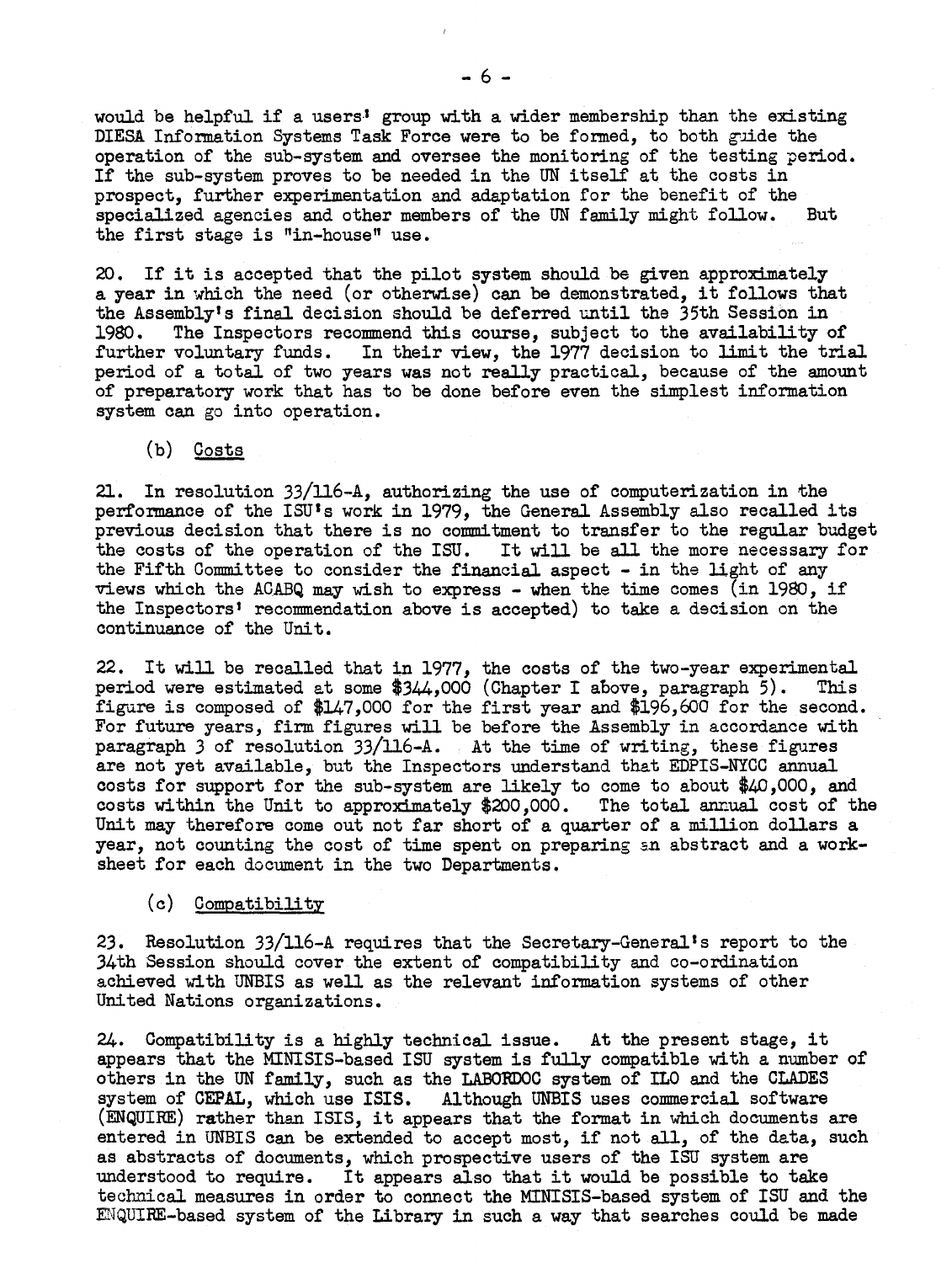would be helpful if a users' group with a wider membership than the existing DIESA Information Systems Task Force were to be formed, to both guide the operation of the sub-system and oversee the monitoring of the testing period. If the sub-system proves to be needed in the UN itself at the costs in prospect, further experimentation and adaptation for the benefit of the specialized agencies and other members of the UN family might follow. But the first stage is "in-house" use.

20. If it is accepted that the pilot system should be given approximately a year in which the need (or otherwise) can be demonstrated, it follows that the Assembly's final decision should be deferred until the 35th Session in 1980. The Inspectors recommend this course, subject to the availability of further voluntary funds. In their view, the 1977 decision to limit the trial period of a total of two years was not really practical, because of the amount of preparatory work that has to be done before even the simplest information system can go into operation.

(b) Costs

21. In resolution 33/116-A, authorizing the use of computerization in the performance of the ISU's work in 1979, the General Assembly also recalled its previous decision that there is no commitment to transfer to the regular budget the costs of the operation of the ISU. It will be all the more necessary for the Fifth Committee to consider the financial aspect - in the light of any views which the ACABQ may wish to express - when the time comes (in 1980, if the Inspectors' recommendation above is accepted) to take a decision on the continuance of the Unit.

22. It will be recalled that in 1977, the costs of the two-year experimental period were estimated at some $344,000 (Chapter I above, paragraph 5). This figure is composed of $147,000 for the first year and $196,600 for the second. For future years, firm figures will be before the Assembly in accordance with paragraph 3 of resolution 33/116-A. At the time of writing, these figures are not yet available, but the Inspectors understand that EDPIS-NYCC annual costs for support for the sub-system are likely to come to about $40,000, and costs within the Unit to approximately $200,000. The total annual cost of the Unit may therefore come out not far short of a quarter of a million dollars a year, not counting the cost of time spent on preparing an abstract and a work-sheet for each document in the two Departments.

(c) Compatibility

23. Resolution 33/116-A requires that the Secretary-General's report to the 34th Session should cover the extent of compatibility and co-ordination achieved with UNBIS as well as the relevant information systems of other United Nations organizations.

24. Compatibility is a highly technical issue. At the present stage, it appears that the MINISIS-based ISU system is fully compatible with a number of others in the UN family, such as the LABORDOC system of ILO and the CLADES system of CEPAL, which use ISIS. Although UNBIS uses commercial software (ENQUIRE) rather than ISIS, it appears that the format in which documents are entered in UNBIS can be extended to accept most, if not all, of the data, such as abstracts of documents, which prospective users of the ISU system are understood to require. It appears also that it would be possible to take technical measures in order to connect the MINISIS-based system of ISU and the ENQUIRE-based system of the Library in such a way that searches could be made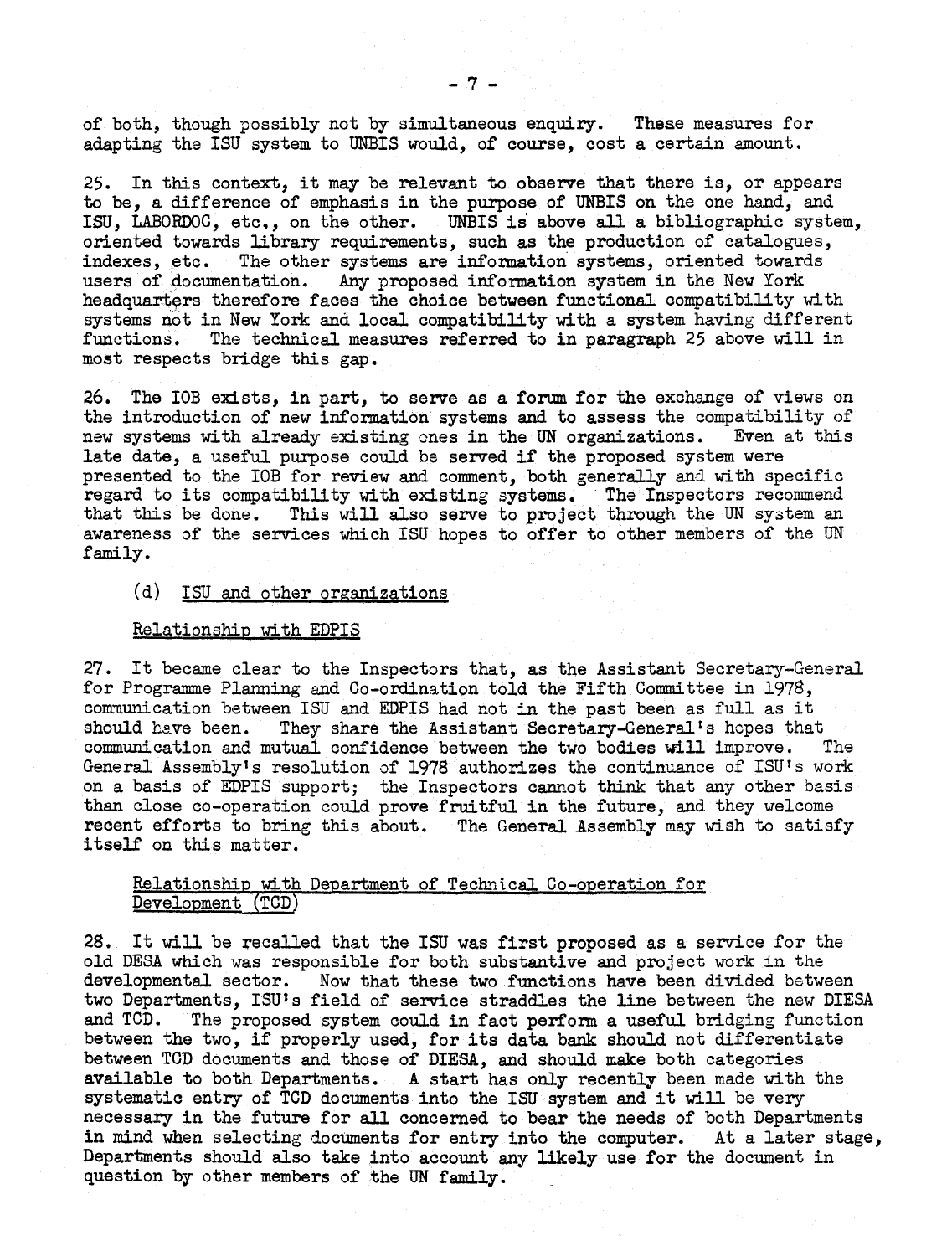of both, though possibly not by simultaneous enquiry. These measures for adapting the ISU system to UNBIS would, of course, cost a certain amount.

25. In this context, it may be relevant to observe that there is, or appears to be, a difference of emphasis in the purpose of UNBIS on the one hand, and ISU, LABORDOC, etc., on the other. UNBIS is above all a bibliographic system, oriented towards library requirements, such as the production of catalogues, indexes, etc. The other systems are information systems, oriented towards users of documentation. Any proposed information system in the New York headquarters therefore faces the choice between functional compatibility with systems not in New York and local compatibility with a system having different functions. The technical measures referred to in paragraph 25 above will in most respects bridge this gap.

26. The IOB exists, in part, to serve as a forum for the exchange of views on the introduction of new information systems and to assess the compatibility of new systems with already existing ones in the UN organizations. Even at this late date, a useful purpose could be served if the proposed system were presented to the IOB for review and comment, both generally and with specific regard to its compatibility with existing systems. The Inspectors recommend that this be done. This will also serve to project through the UN system an awareness of the services which ISU hopes to offer to other members of the UN family.

### (d) ISU and other organizations

#### Relationship with EDPIS

27. It became clear to the Inspectors that, as the Assistant Secretary-General for Programme Planning and Co-ordination told the Fifth Committee in 1978, communication between ISU and EDPIS had not in the past been as full as it should have been. They share the Assistant Secretary-General's hopes that communication and mutual confidence between the two bodies will improve. The General Assembly's resolution of 1978 authorizes the continuance of ISU's work on a basis of EDPIS support; the Inspectors cannot think that any other basis than close co-operation could prove fruitful in the future, and they welcome recent efforts to bring this about. The General Assembly may wish to satisfy itself on this matter.

#### Relationship with Department of Technical Co-operation for Development (TCD)

28. It will be recalled that the ISU was first proposed as a service for the old DESA which was responsible for both substantive and project work in the developmental sector. Now that these two functions have been divided between two Departments, ISU's field of service straddles the line between the new DIESA and TCD. The proposed system could in fact perform a useful bridging function between the two, if properly used, for its data bank should not differentiate between TCD documents and those of DIESA, and should make both categories available to both Departments. A start has only recently been made with the systematic entry of TCD documents into the ISU system and it will be very necessary in the future for all concerned to bear the needs of both Departments in mind when selecting documents for entry into the computer. At a later stage, Departments should also take into account any likely use for the document in question by other members of the UN family.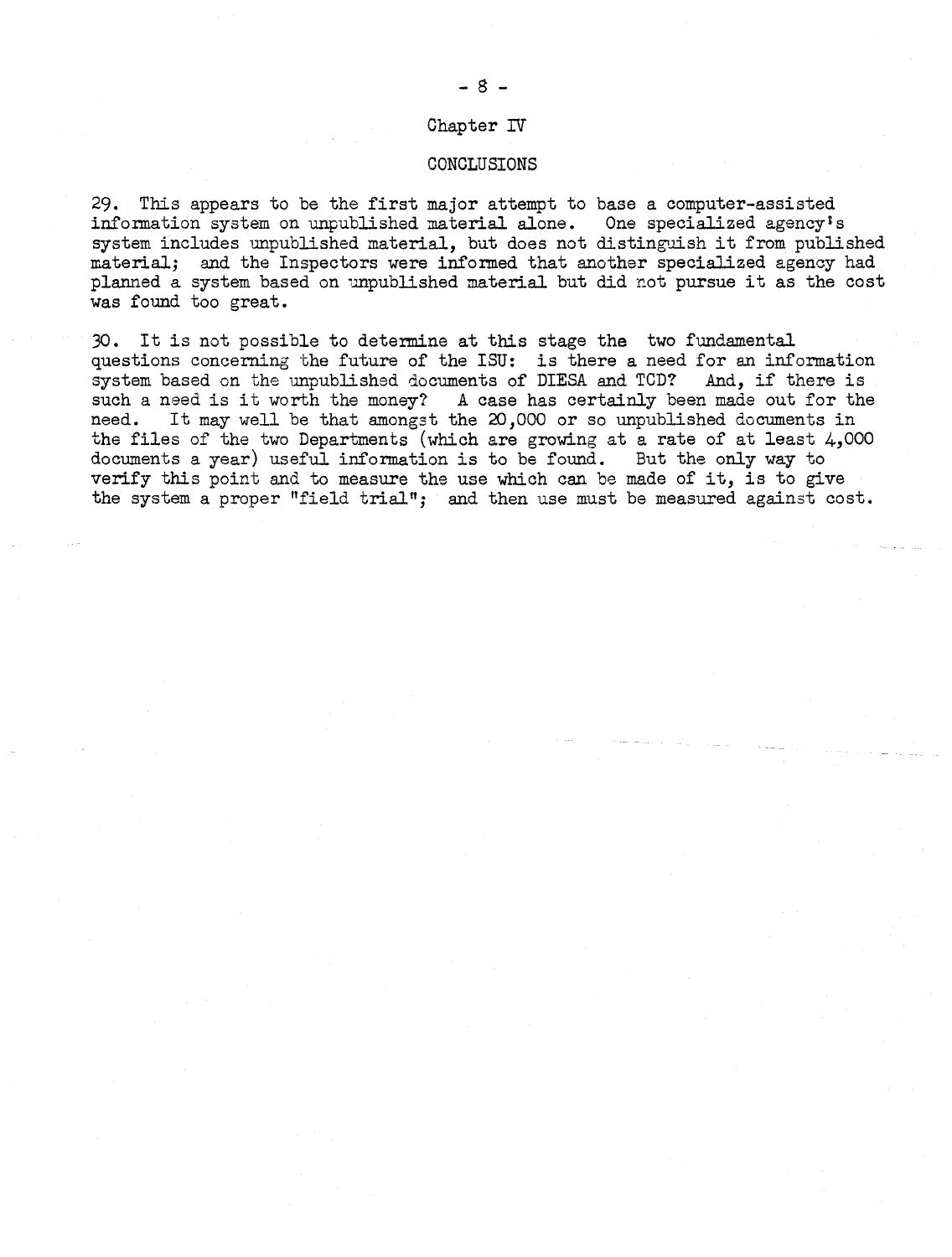## Chapter IV

## CONCLUSIONS

29. This appears to be the first major attempt to base a computer-assisted information system on unpublished material alone. One specialized agency's system includes unpublished material, but does not distinguish it from published material; and the Inspectors were informed that another specialized agency had planned a system based on unpublished material but did not pursue it as the cost was found too great.

30. It is not possible to determine at this stage the two fundamental questions concerning the future of the ISU: is there a need for an information system based on the unpublished documents of DIESA and TCD? And, if there is such a need is it worth the money? A case has certainly been made out for the need. It may well be that amongst the 20,000 or so unpublished documents in the files of the two Departments (which are growing at a rate of at least 4,000 documents a year) useful information is to be found. But the only way to verify this point and to measure the use which can be made of it, is to give the system a proper "field trial"; and then use must be measured against cost.